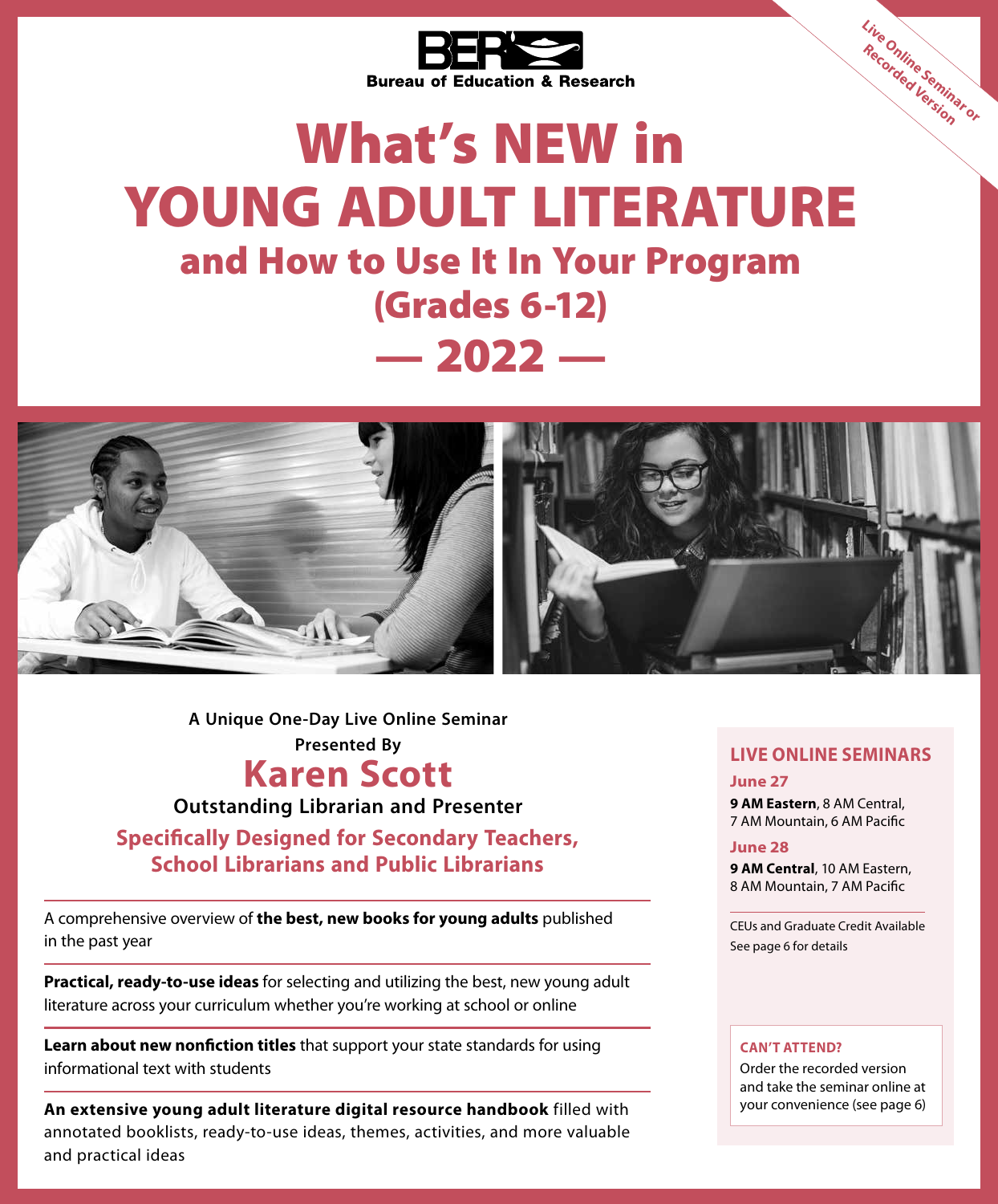BER Bureau of Education & Research

Live Online Seminar or Recorded Version

# What's NEW in YOUNG ADULT LITERATURE

## and How to Use It In Your Program (Grades 6-12)

## — 2022 —

**A Unique One-Day Live Online Seminar**

**Presented By**

## Karen Scott

**Outstanding Librarian and Presenter**

**Specifically Designed for Secondary Teachers, School Librarians and Public Librarians**

A comprehensive overview of **the best, new books for young adults** published in the past year

**Practical, ready-to-use ideas** for selecting and utilizing the best, new young adult literature across your curriculum whether you're working at school or online

**Learn about new nonfiction titles** that support your state standards for using informational text with students

**An extensive young adult literature digital resource handbook** filled with annotated booklists, ready-to-use ideas, themes, activities, and more valuable and practical ideas

### LIVE ONLINE SEMINARS

**June 27**

**9 AM Eastern**, 8 AM Central, 7 AM Mountain, 6 AM Pacific

**June 28**

**9 AM Central**, 10 AM Eastern, 8 AM Mountain, 7 AM Pacific

CEUs and Graduate Credit Available See page 6 for details

**CAN'T ATTEND?**

Order the recorded version and take the seminar online at your convenience (see page 6)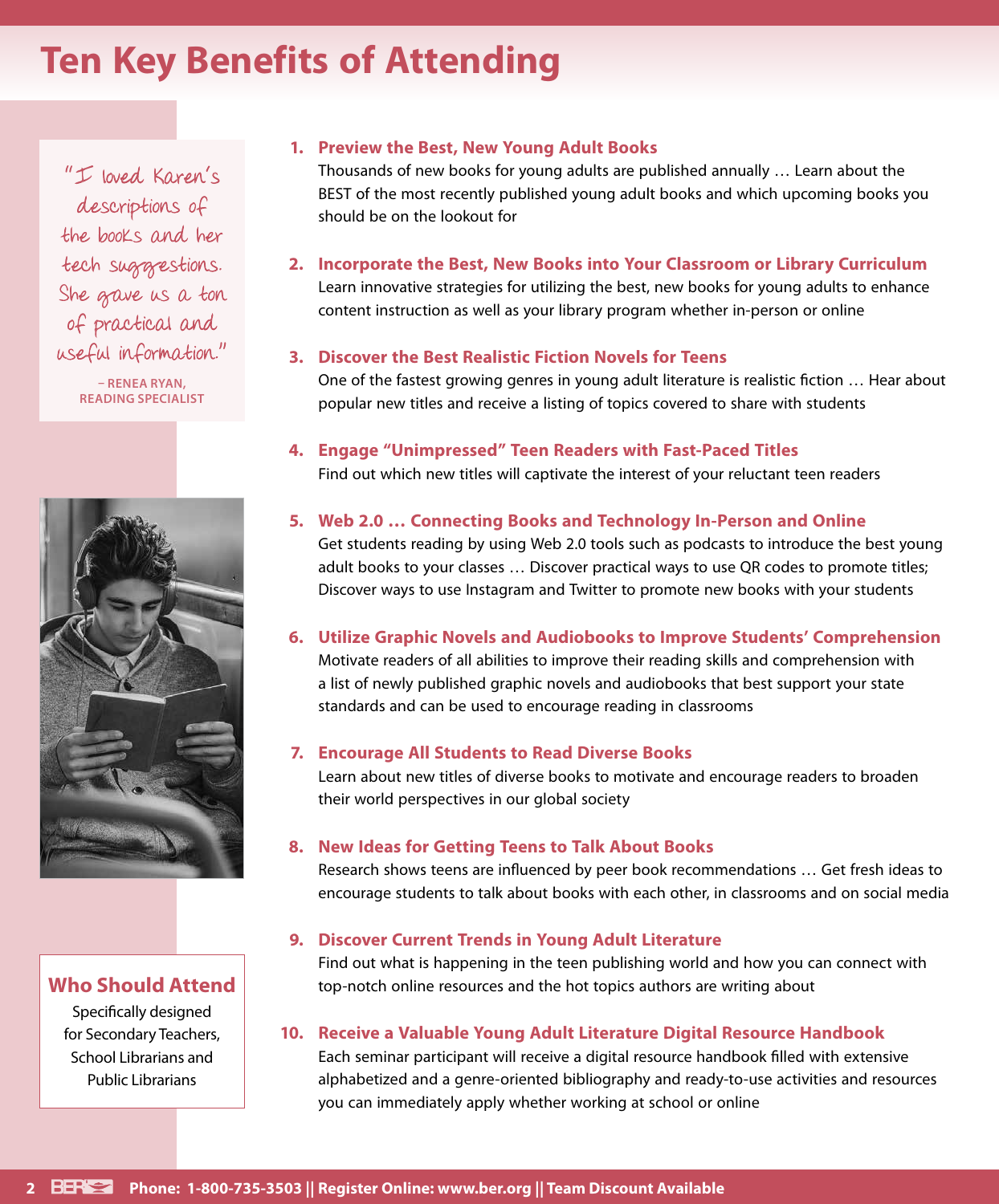# Ten Key Benefits of Attending

"I loved Karen's descriptions of the books and her tech suggestions. She gave us a ton of practical and useful information."

– RENEA RYAN, READING SPECIALIST

1. **Preview the Best, New Young Adult Books**
   Thousands of new books for young adults are published annually … Learn about the BEST of the most recently published young adult books and which upcoming books you should be on the lookout for

2. **Incorporate the Best, New Books into Your Classroom or Library Curriculum**
   Learn innovative strategies for utilizing the best, new books for young adults to enhance content instruction as well as your library program whether in-person or online

3. **Discover the Best Realistic Fiction Novels for Teens**
   One of the fastest growing genres in young adult literature is realistic fiction … Hear about popular new titles and receive a listing of topics covered to share with students

4. **Engage "Unimpressed" Teen Readers with Fast-Paced Titles**
   Find out which new titles will captivate the interest of your reluctant teen readers

5. **Web 2.0 … Connecting Books and Technology In-Person and Online**
   Get students reading by using Web 2.0 tools such as podcasts to introduce the best young adult books to your classes … Discover practical ways to use QR codes to promote titles; Discover ways to use Instagram and Twitter to promote new books with your students

6. **Utilize Graphic Novels and Audiobooks to Improve Students' Comprehension**
   Motivate readers of all abilities to improve their reading skills and comprehension with a list of newly published graphic novels and audiobooks that best support your state standards and can be used to encourage reading in classrooms

7. **Encourage All Students to Read Diverse Books**
   Learn about new titles of diverse books to motivate and encourage readers to broaden their world perspectives in our global society

8. **New Ideas for Getting Teens to Talk About Books**
   Research shows teens are influenced by peer book recommendations … Get fresh ideas to encourage students to talk about books with each other, in classrooms and on social media

9. **Discover Current Trends in Young Adult Literature**
   Find out what is happening in the teen publishing world and how you can connect with top-notch online resources and the hot topics authors are writing about

10. **Receive a Valuable Young Adult Literature Digital Resource Handbook**
    Each seminar participant will receive a digital resource handbook filled with extensive alphabetized and a genre-oriented bibliography and ready-to-use activities and resources you can immediately apply whether working at school or online

## Who Should Attend

Specifically designed for Secondary Teachers, School Librarians and Public Librarians

Phone: 1-800-735-3503 || Register Online: www.ber.org || Team Discount Available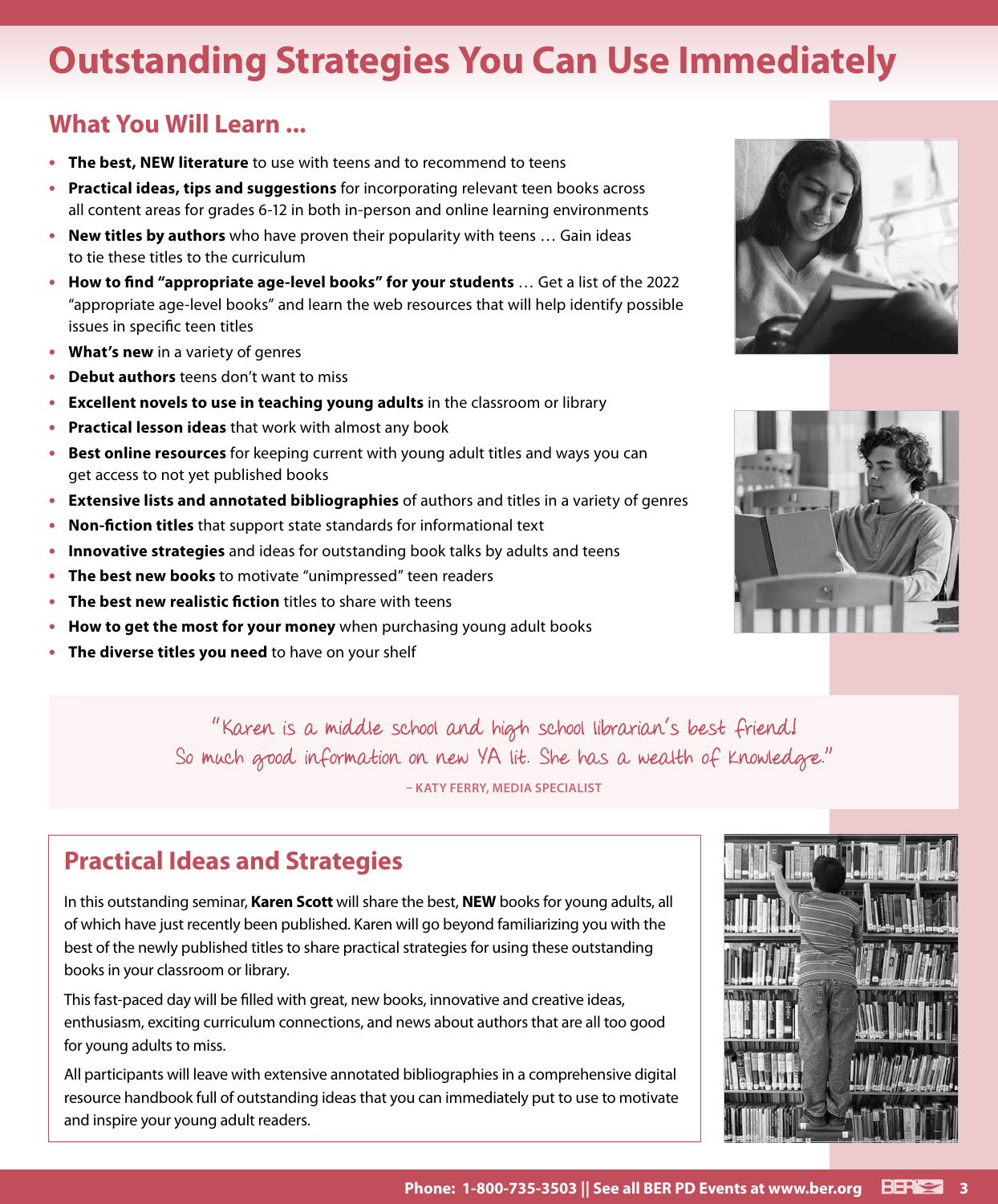# Outstanding Strategies You Can Use Immediately

## What You Will Learn ...

- **The best, NEW literature** to use with teens and to recommend to teens
- **Practical ideas, tips and suggestions** for incorporating relevant teen books across all content areas for grades 6-12 in both in-person and online learning environments
- **New titles by authors** who have proven their popularity with teens … Gain ideas to tie these titles to the curriculum
- **How to find "appropriate age-level books" for your students** … Get a list of the 2022 "appropriate age-level books" and learn the web resources that will help identify possible issues in specific teen titles
- **What's new** in a variety of genres
- **Debut authors** teens don't want to miss
- **Excellent novels to use in teaching young adults** in the classroom or library
- **Practical lesson ideas** that work with almost any book
- **Best online resources** for keeping current with young adult titles and ways you can get access to not yet published books
- **Extensive lists and annotated bibliographies** of authors and titles in a variety of genres
- **Non-fiction titles** that support state standards for informational text
- **Innovative strategies** and ideas for outstanding book talks by adults and teens
- **The best new books** to motivate "unimpressed" teen readers
- **The best new realistic fiction** titles to share with teens
- **How to get the most for your money** when purchasing young adult books
- **The diverse titles you need** to have on your shelf

"Karen is a middle school and high school librarian's best friend! So much good information on new YA lit. She has a wealth of knowledge."

– KATY FERRY, MEDIA SPECIALIST

## Practical Ideas and Strategies

In this outstanding seminar, **Karen Scott** will share the best, **NEW** books for young adults, all of which have just recently been published. Karen will go beyond familiarizing you with the best of the newly published titles to share practical strategies for using these outstanding books in your classroom or library.

This fast-paced day will be filled with great, new books, innovative and creative ideas, enthusiasm, exciting curriculum connections, and news about authors that are all too good for young adults to miss.

All participants will leave with extensive annotated bibliographies in a comprehensive digital resource handbook full of outstanding ideas that you can immediately put to use to motivate and inspire your young adult readers.

Phone: 1-800-735-3503 || See all BER PD Events at www.ber.org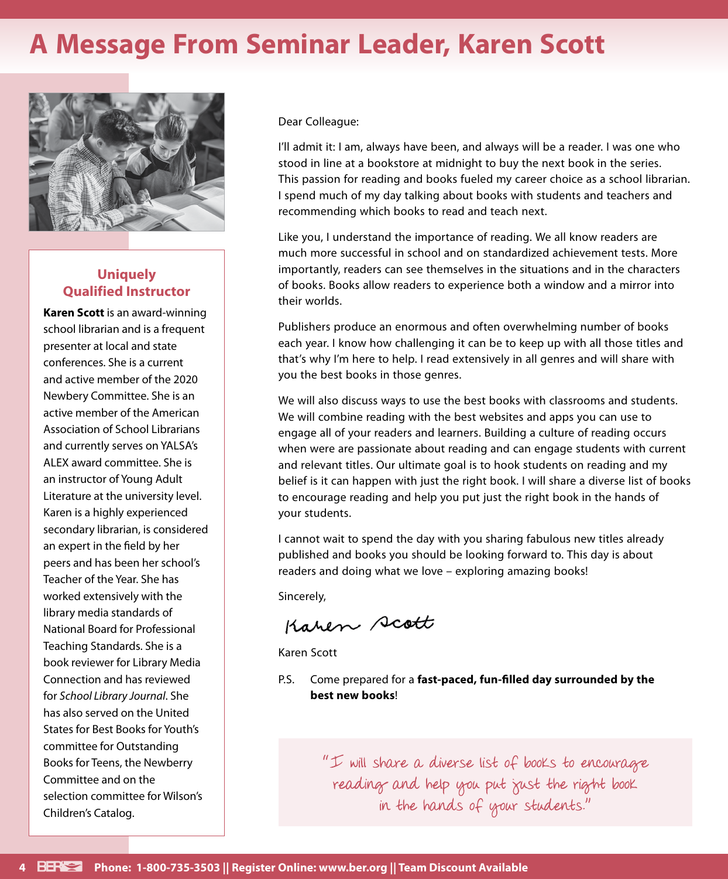# A Message From Seminar Leader, Karen Scott

### Uniquely Qualified Instructor

**Karen Scott** is an award-winning school librarian and is a frequent presenter at local and state conferences. She is a current and active member of the 2020 Newbery Committee. She is an active member of the American Association of School Librarians and currently serves on YALSA's ALEX award committee. She is an instructor of Young Adult Literature at the university level. Karen is a highly experienced secondary librarian, is considered an expert in the field by her peers and has been her school's Teacher of the Year. She has worked extensively with the library media standards of National Board for Professional Teaching Standards. She is a book reviewer for Library Media Connection and has reviewed for *School Library Journal*. She has also served on the United States for Best Books for Youth's committee for Outstanding Books for Teens, the Newberry Committee and on the selection committee for Wilson's Children's Catalog.

Dear Colleague:

I'll admit it: I am, always have been, and always will be a reader. I was one who stood in line at a bookstore at midnight to buy the next book in the series. This passion for reading and books fueled my career choice as a school librarian. I spend much of my day talking about books with students and teachers and recommending which books to read and teach next.

Like you, I understand the importance of reading. We all know readers are much more successful in school and on standardized achievement tests. More importantly, readers can see themselves in the situations and in the characters of books. Books allow readers to experience both a window and a mirror into their worlds.

Publishers produce an enormous and often overwhelming number of books each year. I know how challenging it can be to keep up with all those titles and that's why I'm here to help. I read extensively in all genres and will share with you the best books in those genres.

We will also discuss ways to use the best books with classrooms and students. We will combine reading with the best websites and apps you can use to engage all of your readers and learners. Building a culture of reading occurs when were are passionate about reading and can engage students with current and relevant titles. Our ultimate goal is to hook students on reading and my belief is it can happen with just the right book. I will share a diverse list of books to encourage reading and help you put just the right book in the hands of your students.

I cannot wait to spend the day with you sharing fabulous new titles already published and books you should be looking forward to. This day is about readers and doing what we love – exploring amazing books!

Sincerely,

Karen Scott

Karen Scott

P.S. Come prepared for a **fast-paced, fun-filled day surrounded by the best new books**!

> "I will share a diverse list of books to encourage reading and help you put just the right book in the hands of your students."

**Phone: 1-800-735-3503 || Register Online: www.ber.org || Team Discount Available**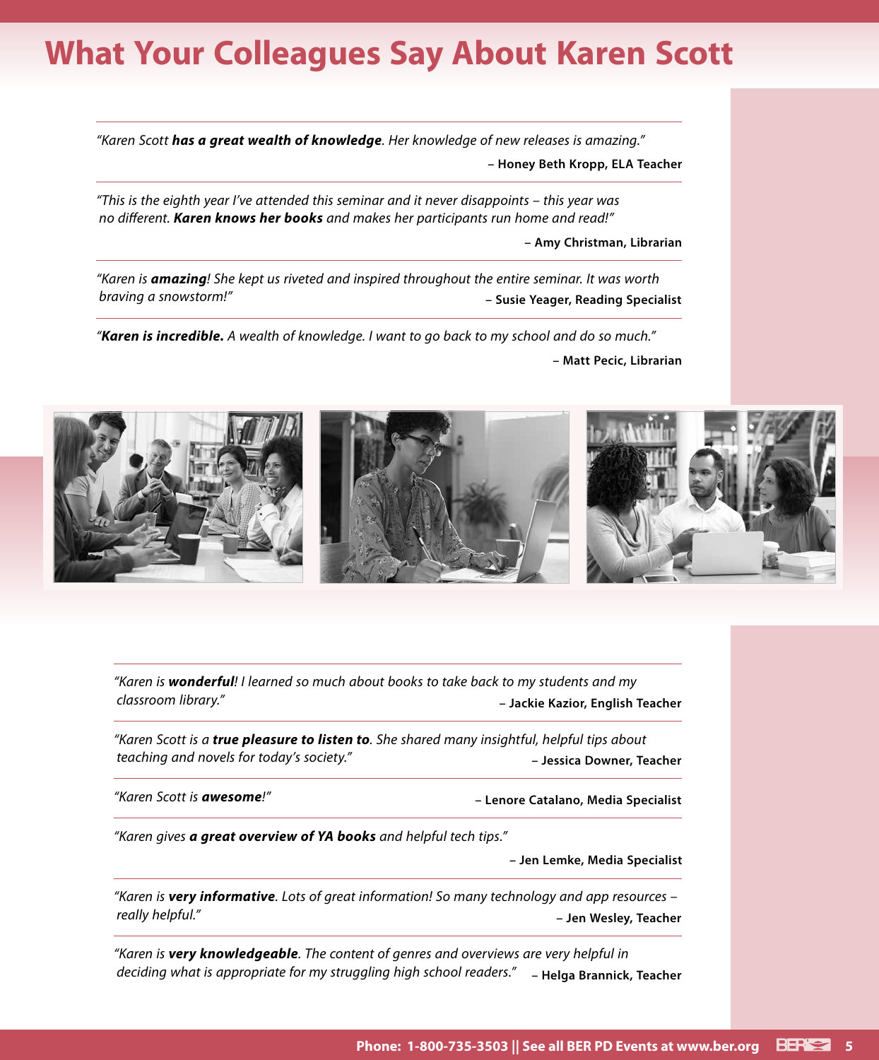# What Your Colleagues Say About Karen Scott

*"Karen Scott **has a great wealth of knowledge**. Her knowledge of new releases is amazing."*

**– Honey Beth Kropp, ELA Teacher**

---

*"This is the eighth year I've attended this seminar and it never disappoints – this year was no different. **Karen knows her books** and makes her participants run home and read!"*

**– Amy Christman, Librarian**

---

*"Karen is **amazing**! She kept us riveted and inspired throughout the entire seminar. It was worth braving a snowstorm!"*

**– Susie Yeager, Reading Specialist**

---

*"**Karen is incredible.** A wealth of knowledge. I want to go back to my school and do so much."*

**– Matt Pecic, Librarian**

---

*"Karen is **wonderful**! I learned so much about books to take back to my students and my classroom library."*

**– Jackie Kazior, English Teacher**

---

*"Karen Scott is a **true pleasure to listen to**. She shared many insightful, helpful tips about teaching and novels for today's society."*

**– Jessica Downer, Teacher**

---

*"Karen Scott is **awesome**!"*

**– Lenore Catalano, Media Specialist**

---

*"Karen gives **a great overview of YA books** and helpful tech tips."*

**– Jen Lemke, Media Specialist**

---

*"Karen is **very informative**. Lots of great information! So many technology and app resources – really helpful."*

**– Jen Wesley, Teacher**

---

*"Karen is **very knowledgeable**. The content of genres and overviews are very helpful in deciding what is appropriate for my struggling high school readers."*

**– Helga Brannick, Teacher**

**Phone: 1-800-735-3503 || See all BER PD Events at www.ber.org**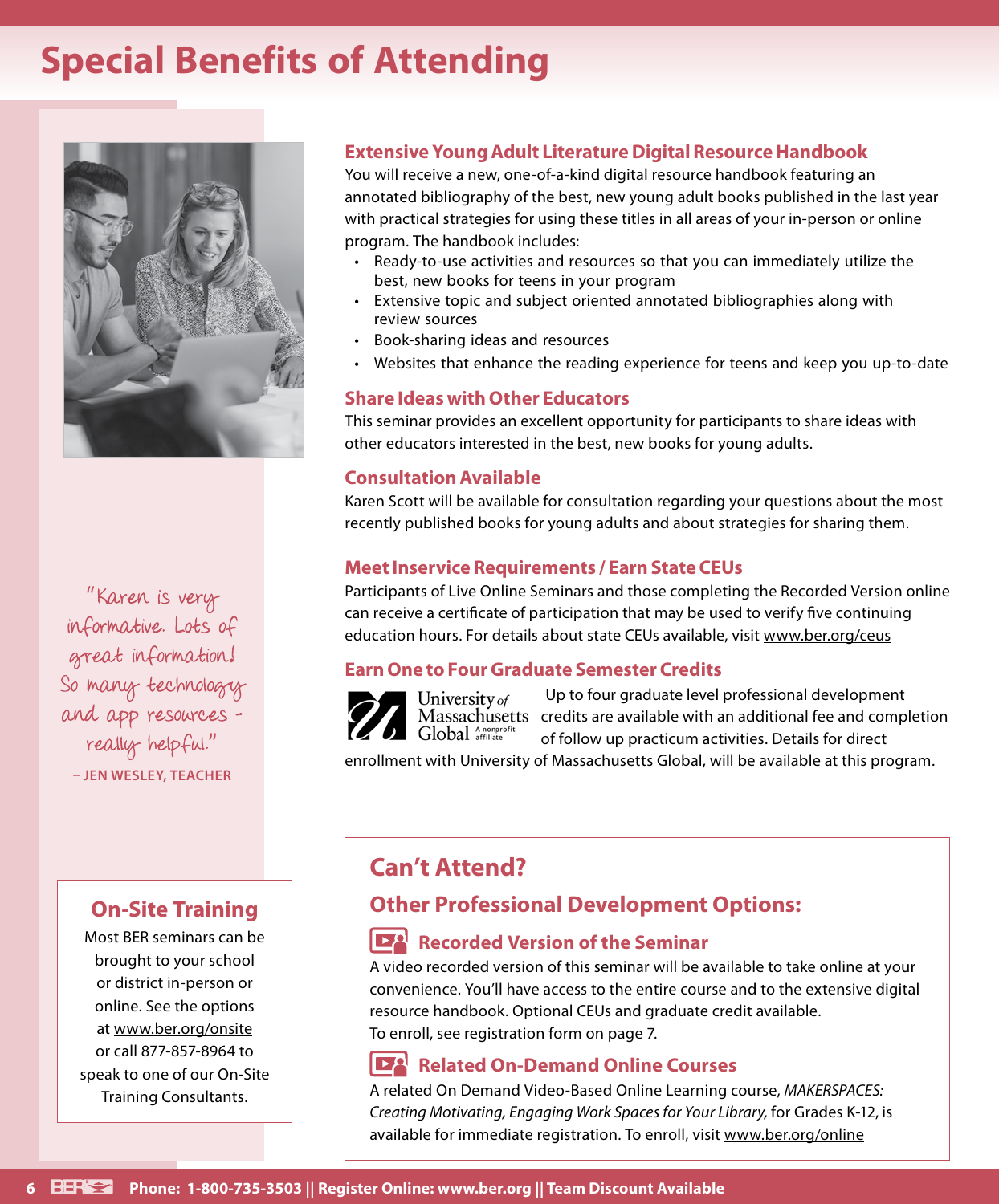# Special Benefits of Attending

"Karen is very informative. Lots of great information! So many technology and app resources - really helpful."

**– JEN WESLEY, TEACHER**

## On-Site Training

Most BER seminars can be brought to your school or district in-person or online. See the options at www.ber.org/onsite or call 877-857-8964 to speak to one of our On-Site Training Consultants.

### Extensive Young Adult Literature Digital Resource Handbook

You will receive a new, one-of-a-kind digital resource handbook featuring an annotated bibliography of the best, new young adult books published in the last year with practical strategies for using these titles in all areas of your in-person or online program. The handbook includes:

- Ready-to-use activities and resources so that you can immediately utilize the best, new books for teens in your program
- Extensive topic and subject oriented annotated bibliographies along with review sources
- Book-sharing ideas and resources
- Websites that enhance the reading experience for teens and keep you up-to-date

### Share Ideas with Other Educators

This seminar provides an excellent opportunity for participants to share ideas with other educators interested in the best, new books for young adults.

### Consultation Available

Karen Scott will be available for consultation regarding your questions about the most recently published books for young adults and about strategies for sharing them.

### Meet Inservice Requirements / Earn State CEUs

Participants of Live Online Seminars and those completing the Recorded Version online can receive a certificate of participation that may be used to verify five continuing education hours. For details about state CEUs available, visit www.ber.org/ceus

### Earn One to Four Graduate Semester Credits

University of Massachusetts Global — A nonprofit affiliate

Up to four graduate level professional development credits are available with an additional fee and completion of follow up practicum activities. Details for direct enrollment with University of Massachusetts Global, will be available at this program.

## Can't Attend?

### Other Professional Development Options:

#### Recorded Version of the Seminar

A video recorded version of this seminar will be available to take online at your convenience. You'll have access to the entire course and to the extensive digital resource handbook. Optional CEUs and graduate credit available.
To enroll, see registration form on page 7.

#### Related On-Demand Online Courses

A related On Demand Video-Based Online Learning course, *MAKERSPACES: Creating Motivating, Engaging Work Spaces for Your Library,* for Grades K-12, is available for immediate registration. To enroll, visit www.ber.org/online

**Phone: 1-800-735-3503 || Register Online: www.ber.org || Team Discount Available**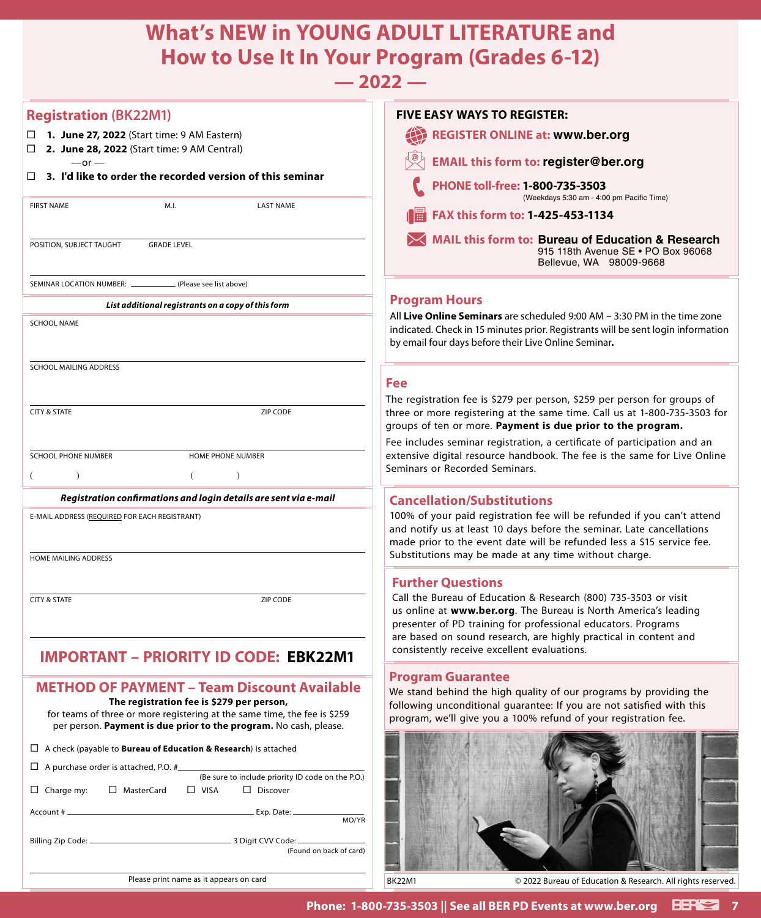# What's NEW in YOUNG ADULT LITERATURE and How to Use It In Your Program (Grades 6-12)

## — 2022 —

## Registration (BK22M1)

☐ **1. June 27, 2022** (Start time: 9 AM Eastern)

☐ **2. June 28, 2022** (Start time: 9 AM Central)

—or —

☐ **3. I'd like to order the recorded version of this seminar**

FIRST NAME M.I. LAST NAME

POSITION, SUBJECT TAUGHT GRADE LEVEL

SEMINAR LOCATION NUMBER: __________ (Please see list above)

***List additional registrants on a copy of this form***

SCHOOL NAME

SCHOOL MAILING ADDRESS

CITY & STATE ZIP CODE

SCHOOL PHONE NUMBER HOME PHONE NUMBER

( ) ( )

***Registration confirmations and login details are sent via e-mail***

E-MAIL ADDRESS (REQUIRED FOR EACH REGISTRANT)

HOME MAILING ADDRESS

CITY & STATE ZIP CODE

## IMPORTANT – PRIORITY ID CODE: EBK22M1

## METHOD OF PAYMENT – Team Discount Available

**The registration fee is $279 per person,**
for teams of three or more registering at the same time, the fee is $259 per person. **Payment is due prior to the program.** No cash, please.

☐ A check (payable to **Bureau of Education & Research**) is attached

☐ A purchase order is attached, P.O. # __________
(Be sure to include priority ID code on the P.O.)

☐ Charge my: ☐ MasterCard ☐ VISA ☐ Discover

Account # __________ Exp. Date: __________ MO/YR

Billing Zip Code: __________ 3 Digit CVV Code: __________ (Found on back of card)

Please print name as it appears on card

## FIVE EASY WAYS TO REGISTER:

- **REGISTER ONLINE at: www.ber.org**
- **EMAIL this form to: register@ber.org**
- **PHONE toll-free: 1-800-735-3503** (Weekdays 5:30 am - 4:00 pm Pacific Time)
- **FAX this form to: 1-425-453-1134**
- **MAIL this form to: Bureau of Education & Research**
  915 118th Avenue SE • PO Box 96068
  Bellevue, WA 98009-9668

## Program Hours

All **Live Online Seminars** are scheduled 9:00 AM – 3:30 PM in the time zone indicated. Check in 15 minutes prior. Registrants will be sent login information by email four days before their Live Online Seminar**.**

## Fee

The registration fee is $279 per person, $259 per person for groups of three or more registering at the same time. Call us at 1-800-735-3503 for groups of ten or more. **Payment is due prior to the program.**

Fee includes seminar registration, a certificate of participation and an extensive digital resource handbook. The fee is the same for Live Online Seminars or Recorded Seminars.

## Cancellation/Substitutions

100% of your paid registration fee will be refunded if you can't attend and notify us at least 10 days before the seminar. Late cancellations made prior to the event date will be refunded less a $15 service fee. Substitutions may be made at any time without charge.

## Further Questions

Call the Bureau of Education & Research (800) 735-3503 or visit us online at **www.ber.org**. The Bureau is North America's leading presenter of PD training for professional educators. Programs are based on sound research, are highly practical in content and consistently receive excellent evaluations.

## Program Guarantee

We stand behind the high quality of our programs by providing the following unconditional guarantee: If you are not satisfied with this program, we'll give you a 100% refund of your registration fee.

BK22M1 © 2022 Bureau of Education & Research. All rights reserved.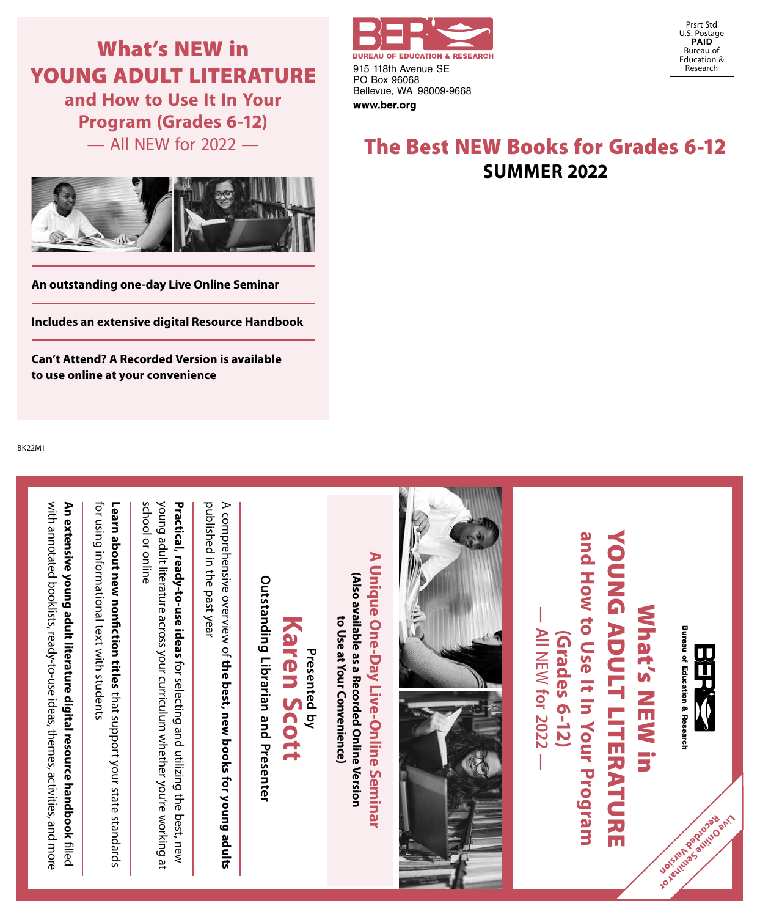# What's NEW in YOUNG ADULT LITERATURE

## and How to Use It In Your Program (Grades 6-12)

— All NEW for 2022 —

**An outstanding one-day Live Online Seminar**

**Includes an extensive digital Resource Handbook**

**Can't Attend? A Recorded Version is available to use online at your convenience**

BK22M1

BER BUREAU OF EDUCATION & RESEARCH
915 118th Avenue SE
PO Box 96068
Bellevue, WA 98009-9668
**www.ber.org**

Prsrt Std
U.S. Postage
**PAID**
Bureau of Education & Research

## The Best NEW Books for Grades 6-12

**SUMMER 2022**

---

Bureau of Education & Research

Live Online Seminar or Recorded Version

# What's NEW in YOUNG ADULT LITERATURE

## and How to Use It In Your Program (Grades 6-12)

— All NEW for 2022 —

**A Unique One-Day Live-Online Seminar**

**(Also available as a Recorded Online Version to Use at Your Convenience)**

Presented by

## Karen Scott

**Outstanding Librarian and Presenter**

- A comprehensive overview of **the best, new books for young adults** published in the past year
- **Practical, ready-to-use ideas** for selecting and utilizing the best, new young adult literature across your curriculum whether you're working at school or online
- **Learn about new nonfiction titles** that support your state standards for using informational text with students
- **An extensive young adult literature digital resource handbook** filled with annotated booklists, ready-to-use ideas, themes, activities, and more